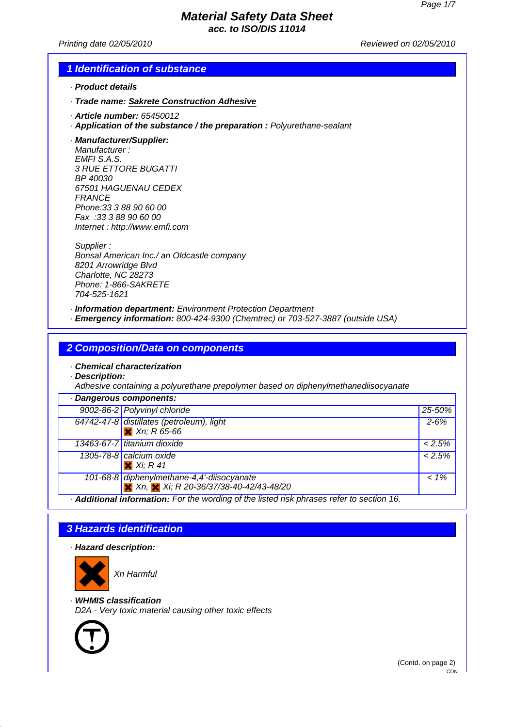# Material Safety Data Sheet
**acc. to ISO/DIS 11014**

*Printing date 02/05/2010* *Reviewed on 02/05/2010*

## 1 Identification of substance

· **Product details**

· **Trade name: Sakrete Construction Adhesive**

· **Article number:** 65450012

· **Application of the substance / the preparation :** Polyurethane-sealant

· **Manufacturer/Supplier:**
Manufacturer :
EMFI S.A.S.
3 RUE ETTORE BUGATTI
BP 40030
67501 HAGUENAU CEDEX
FRANCE
Phone:33 3 88 90 60 00
Fax :33 3 88 90 60 00
Internet : http://www.emfi.com

Supplier :
Bonsal American Inc./ an Oldcastle company
8201 Arrowridge Blvd
Charlotte, NC 28273
Phone: 1-866-SAKRETE
704-525-1621

· **Information department:** Environment Protection Department
· **Emergency information:** 800-424-9300 (Chemtrec) or 703-527-3887 (outside USA)

## 2 Composition/Data on components

· **Chemical characterization**
· **Description:**
Adhesive containing a polyurethane prepolymer based on diphenylmethanediisocyanate

· **Dangerous components:**

| | | |
|---|---|---|
| 9002-86-2 | Polyvinyl chloride | 25-50% |
| 64742-47-8 | distillates (petroleum), light<br>Xn; R 65-66 | 2-6% |
| 13463-67-7 | titanium dioxide | < 2.5% |
| 1305-78-8 | calcium oxide<br>Xi; R 41 | < 2.5% |
| 101-68-8 | diphenylmethane-4,4'-diisocyanate<br>Xn, Xi; R 20-36/37/38-40-42/43-48/20 | < 1% |

· **Additional information:** For the wording of the listed risk phrases refer to section 16.

## 3 Hazards identification

· **Hazard description:**

Xn Harmful

· **WHMIS classification**
D2A - Very toxic material causing other toxic effects

(Contd. on page 2)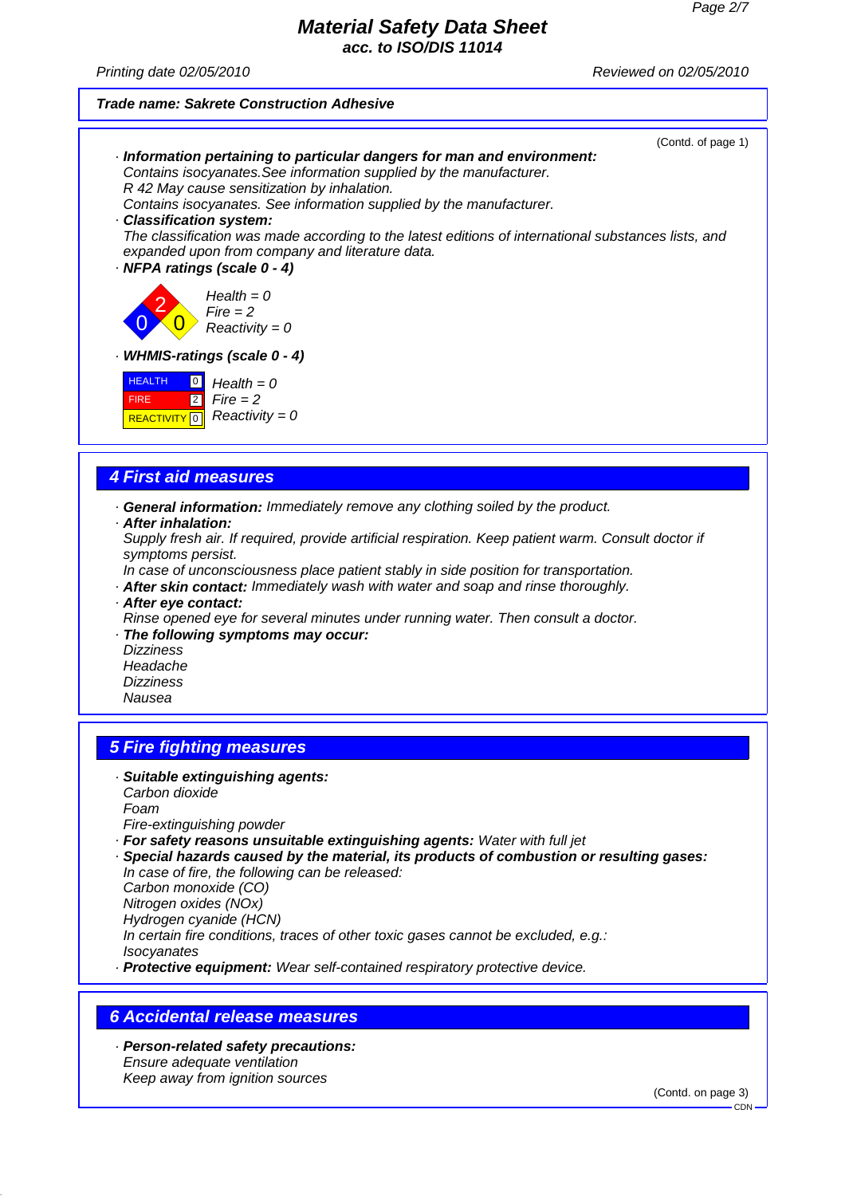# Material Safety Data Sheet
**acc. to ISO/DIS 11014**

*Printing date 02/05/2010* *Reviewed on 02/05/2010*

***Trade name: Sakrete Construction Adhesive***

(Contd. of page 1)

- ***Information pertaining to particular dangers for man and environment:***
  *Contains isocyanates.See information supplied by the manufacturer.*
  *R 42 May cause sensitization by inhalation.*
  *Contains isocyanates. See information supplied by the manufacturer.*
- ***Classification system:***
  *The classification was made according to the latest editions of international substances lists, and expanded upon from company and literature data.*
- ***NFPA ratings (scale 0 - 4)***

  Health = 0
  Fire = 2
  Reactivity = 0

- ***WHMIS-ratings (scale 0 - 4)***

| | | |
|---|---|---|
| HEALTH | 0 | Health = 0 |
| FIRE | 2 | Fire = 2 |
| REACTIVITY | 0 | Reactivity = 0 |

## 4 First aid measures

- ***General information:*** *Immediately remove any clothing soiled by the product.*
- ***After inhalation:***
  *Supply fresh air. If required, provide artificial respiration. Keep patient warm. Consult doctor if symptoms persist.*
  *In case of unconsciousness place patient stably in side position for transportation.*
- ***After skin contact:*** *Immediately wash with water and soap and rinse thoroughly.*
- ***After eye contact:***
  *Rinse opened eye for several minutes under running water. Then consult a doctor.*
- ***The following symptoms may occur:***
  *Dizziness*
  *Headache*
  *Dizziness*
  *Nausea*

## 5 Fire fighting measures

- ***Suitable extinguishing agents:***
  *Carbon dioxide*
  *Foam*
  *Fire-extinguishing powder*
- ***For safety reasons unsuitable extinguishing agents:*** *Water with full jet*
- ***Special hazards caused by the material, its products of combustion or resulting gases:***
  *In case of fire, the following can be released:*
  *Carbon monoxide (CO)*
  *Nitrogen oxides (NOx)*
  *Hydrogen cyanide (HCN)*
  *In certain fire conditions, traces of other toxic gases cannot be excluded, e.g.:*
  *Isocyanates*
- ***Protective equipment:*** *Wear self-contained respiratory protective device.*

## 6 Accidental release measures

- ***Person-related safety precautions:***
  *Ensure adequate ventilation*
  *Keep away from ignition sources*

(Contd. on page 3)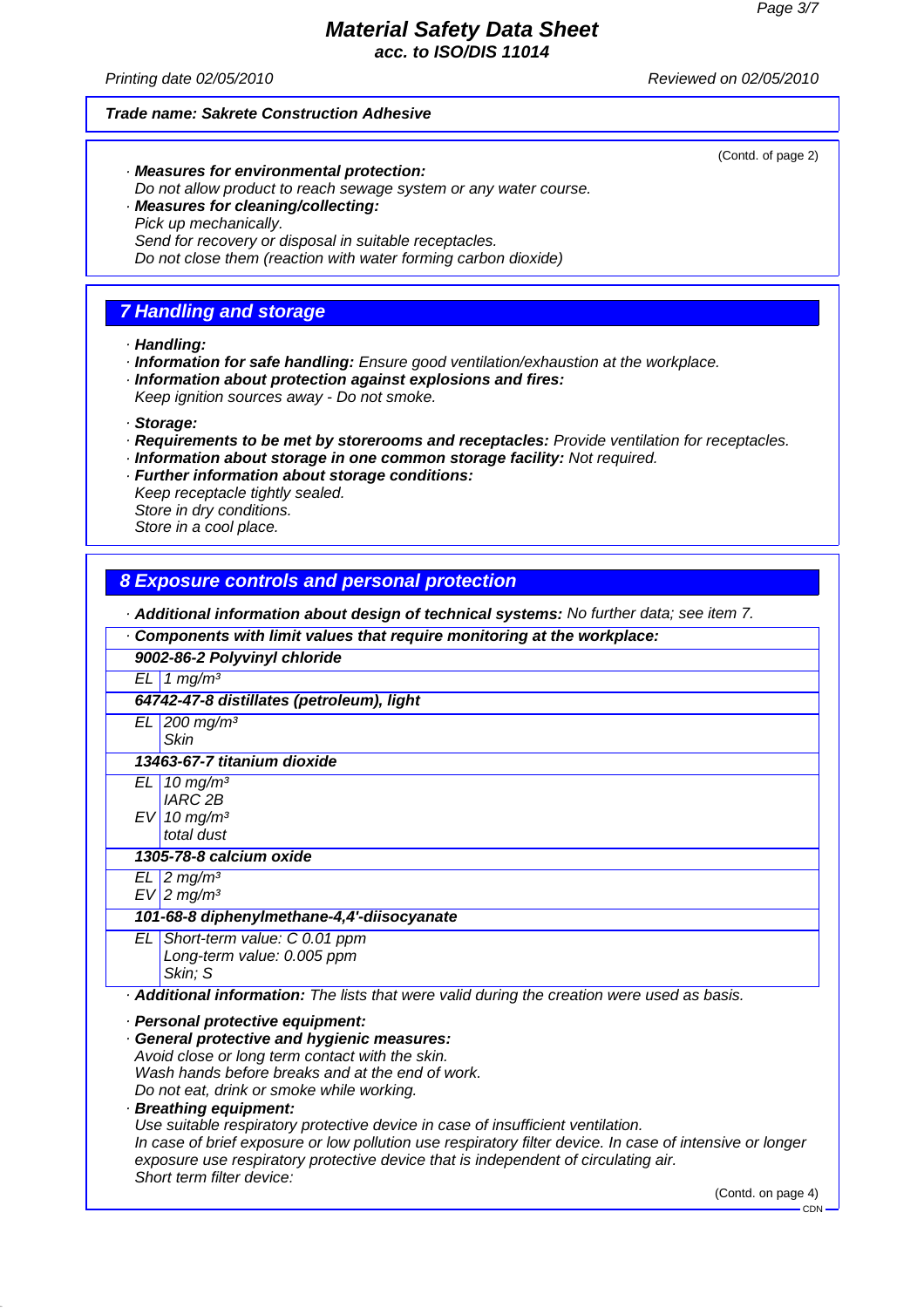**Material Safety Data Sheet**
**acc. to ISO/DIS 11014**

*Printing date 02/05/2010* *Reviewed on 02/05/2010*

**Trade name: Sakrete Construction Adhesive**

(Contd. of page 2)

· **Measures for environmental protection:**
Do not allow product to reach sewage system or any water course.
· **Measures for cleaning/collecting:**
Pick up mechanically.
Send for recovery or disposal in suitable receptacles.
Do not close them (reaction with water forming carbon dioxide)

## 7 Handling and storage

· **Handling:**
· **Information for safe handling:** Ensure good ventilation/exhaustion at the workplace.
· **Information about protection against explosions and fires:**
Keep ignition sources away - Do not smoke.

· **Storage:**
· **Requirements to be met by storerooms and receptacles:** Provide ventilation for receptacles.
· **Information about storage in one common storage facility:** Not required.
· **Further information about storage conditions:**
Keep receptacle tightly sealed.
Store in dry conditions.
Store in a cool place.

## 8 Exposure controls and personal protection

· **Additional information about design of technical systems:** No further data; see item 7.

| · **Components with limit values that require monitoring at the workplace:** | |
|---|---|
| **9002-86-2 Polyvinyl chloride** | |
| EL | 1 mg/m³ |
| **64742-47-8 distillates (petroleum), light** | |
| EL | 200 mg/m³<br>Skin |
| **13463-67-7 titanium dioxide** | |
| EL | 10 mg/m³<br>IARC 2B |
| EV | 10 mg/m³<br>total dust |
| **1305-78-8 calcium oxide** | |
| EL | 2 mg/m³ |
| EV | 2 mg/m³ |
| **101-68-8 diphenylmethane-4,4'-diisocyanate** | |
| EL | Short-term value: C 0.01 ppm<br>Long-term value: 0.005 ppm<br>Skin; S |

· **Additional information:** The lists that were valid during the creation were used as basis.

· **Personal protective equipment:**
· **General protective and hygienic measures:**
Avoid close or long term contact with the skin.
Wash hands before breaks and at the end of work.
Do not eat, drink or smoke while working.
· **Breathing equipment:**
Use suitable respiratory protective device in case of insufficient ventilation.
In case of brief exposure or low pollution use respiratory filter device. In case of intensive or longer exposure use respiratory protective device that is independent of circulating air.
Short term filter device:

(Contd. on page 4)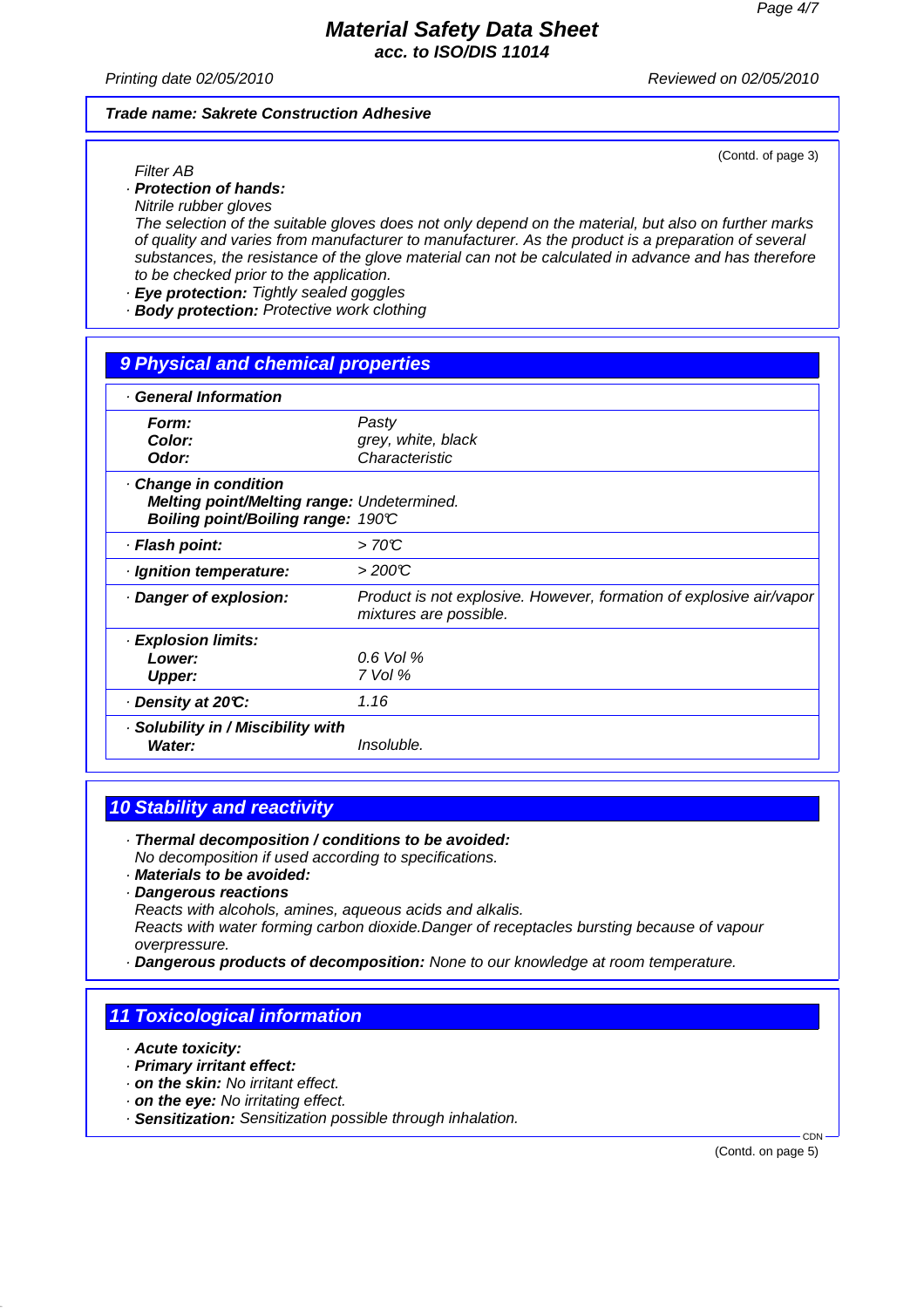**Trade name: Sakrete Construction Adhesive**

(Contd. of page 3)

Filter AB

- **Protection of hands:**
  Nitrile rubber gloves
  The selection of the suitable gloves does not only depend on the material, but also on further marks of quality and varies from manufacturer to manufacturer. As the product is a preparation of several substances, the resistance of the glove material can not be calculated in advance and has therefore to be checked prior to the application.
- **Eye protection:** Tightly sealed goggles
- **Body protection:** Protective work clothing

## 9 Physical and chemical properties

| · General Information | |
|---|---|
| **Form:** | Pasty |
| **Color:** | grey, white, black |
| **Odor:** | Characteristic |
| · **Change in condition** | |
| **Melting point/Melting range:** | Undetermined. |
| **Boiling point/Boiling range:** | 190°C |
| · **Flash point:** | > 70°C |
| · **Ignition temperature:** | > 200°C |
| · **Danger of explosion:** | Product is not explosive. However, formation of explosive air/vapor mixtures are possible. |
| · **Explosion limits:** | |
| **Lower:** | 0.6 Vol % |
| **Upper:** | 7 Vol % |
| · **Density at 20°C:** | 1.16 |
| · **Solubility in / Miscibility with** | |
| **Water:** | Insoluble. |

## 10 Stability and reactivity

- **Thermal decomposition / conditions to be avoided:**
  No decomposition if used according to specifications.
- **Materials to be avoided:**
- **Dangerous reactions**
  Reacts with alcohols, amines, aqueous acids and alkalis.
  Reacts with water forming carbon dioxide.Danger of receptacles bursting because of vapour overpressure.
- **Dangerous products of decomposition:** None to our knowledge at room temperature.

## 11 Toxicological information

- **Acute toxicity:**
- **Primary irritant effect:**
- **on the skin:** No irritant effect.
- **on the eye:** No irritating effect.
- **Sensitization:** Sensitization possible through inhalation.

(Contd. on page 5)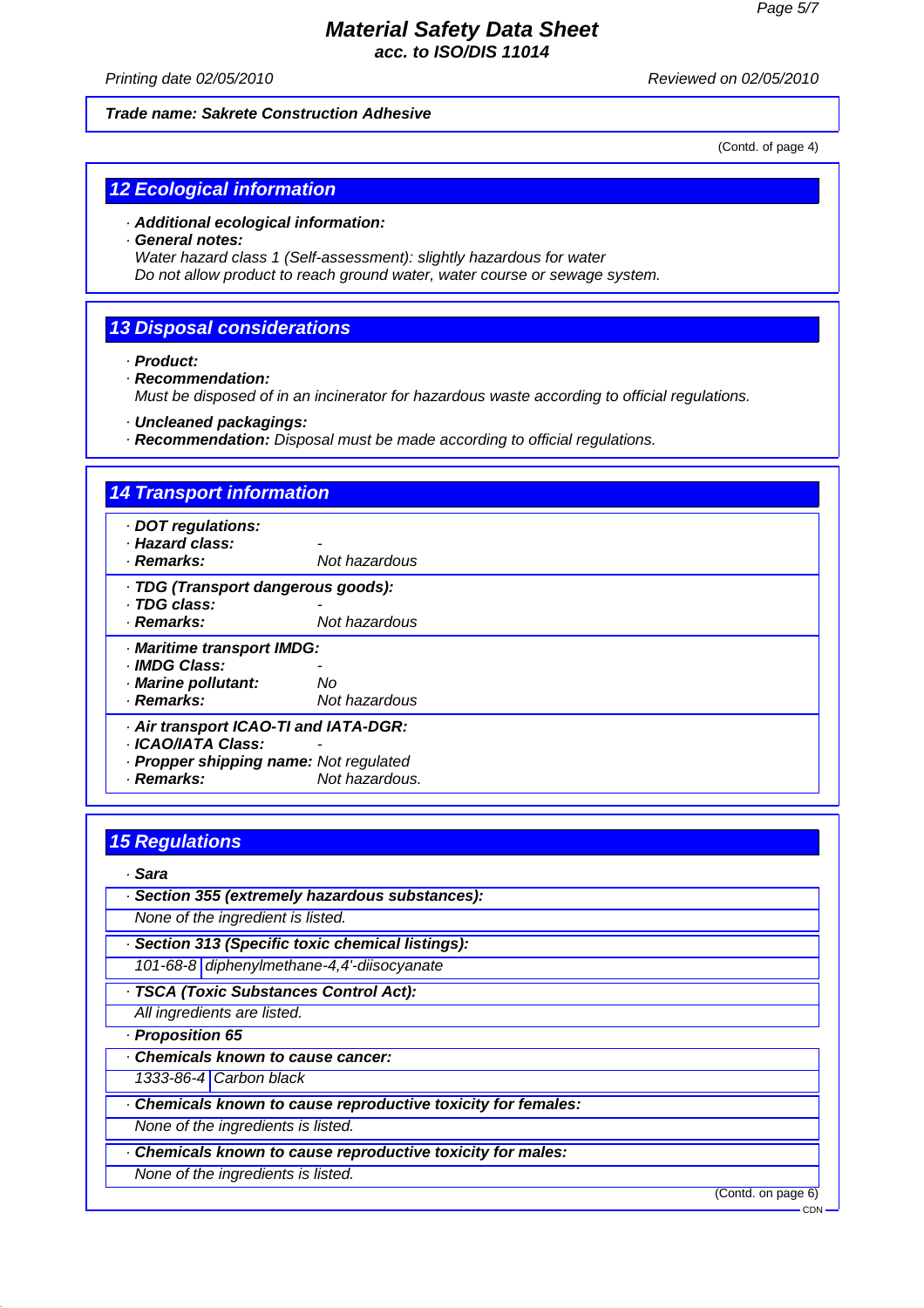Trade name: Sakrete Construction Adhesive

(Contd. of page 4)

## 12 Ecological information

· **Additional ecological information:**
· **General notes:**
Water hazard class 1 (Self-assessment): slightly hazardous for water
Do not allow product to reach ground water, water course or sewage system.

## 13 Disposal considerations

· **Product:**
· **Recommendation:**
Must be disposed of in an incinerator for hazardous waste according to official regulations.

· **Uncleaned packagings:**
· **Recommendation:** Disposal must be made according to official regulations.

## 14 Transport information

· **DOT regulations:**
· **Hazard class:** -
· **Remarks:** Not hazardous

· **TDG (Transport dangerous goods):**
· **TDG class:** -
· **Remarks:** Not hazardous

· **Maritime transport IMDG:**
· **IMDG Class:** -
· **Marine pollutant:** No
· **Remarks:** Not hazardous

· **Air transport ICAO-TI and IATA-DGR:**
· **ICAO/IATA Class:** -
· **Propper shipping name:** Not regulated
· **Remarks:** Not hazardous.

## 15 Regulations

· **Sara**

· **Section 355 (extremely hazardous substances):**
None of the ingredient is listed.

· **Section 313 (Specific toxic chemical listings):**

| 101-68-8 | diphenylmethane-4,4'-diisocyanate |
|---|---|

· **TSCA (Toxic Substances Control Act):**
All ingredients are listed.

· **Proposition 65**

· **Chemicals known to cause cancer:**

| 1333-86-4 | Carbon black |
|---|---|

· **Chemicals known to cause reproductive toxicity for females:**
None of the ingredients is listed.

· **Chemicals known to cause reproductive toxicity for males:**
None of the ingredients is listed.

(Contd. on page 6)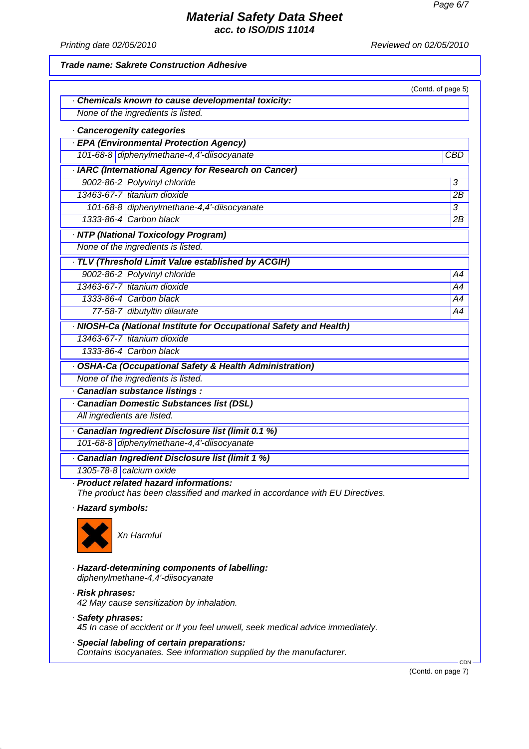**Material Safety Data Sheet**
**acc. to ISO/DIS 11014**

Printing date 02/05/2010 Reviewed on 02/05/2010

**Trade name: Sakrete Construction Adhesive**

(Contd. of page 5)

· **Chemicals known to cause developmental toxicity:**
None of the ingredients is listed.

· **Cancerogenity categories**

· **EPA (Environmental Protection Agency)**

| | | |
|---|---|---|
| 101-68-8 | diphenylmethane-4,4'-diisocyanate | CBD |

· **IARC (International Agency for Research on Cancer)**

| | | |
|---|---|---|
| 9002-86-2 | Polyvinyl chloride | 3 |
| 13463-67-7 | titanium dioxide | 2B |
| 101-68-8 | diphenylmethane-4,4'-diisocyanate | 3 |
| 1333-86-4 | Carbon black | 2B |

· **NTP (National Toxicology Program)**
None of the ingredients is listed.

· **TLV (Threshold Limit Value established by ACGIH)**

| | | |
|---|---|---|
| 9002-86-2 | Polyvinyl chloride | A4 |
| 13463-67-7 | titanium dioxide | A4 |
| 1333-86-4 | Carbon black | A4 |
| 77-58-7 | dibutyltin dilaurate | A4 |

· **NIOSH-Ca (National Institute for Occupational Safety and Health)**

| | |
|---|---|
| 13463-67-7 | titanium dioxide |
| 1333-86-4 | Carbon black |

· **OSHA-Ca (Occupational Safety & Health Administration)**
None of the ingredients is listed.

· **Canadian substance listings :**

· **Canadian Domestic Substances list (DSL)**
All ingredients are listed.

· **Canadian Ingredient Disclosure list (limit 0.1 %)**

| | |
|---|---|
| 101-68-8 | diphenylmethane-4,4'-diisocyanate |

· **Canadian Ingredient Disclosure list (limit 1 %)**

| | |
|---|---|
| 1305-78-8 | calcium oxide |

· **Product related hazard informations:**
The product has been classified and marked in accordance with EU Directives.

· **Hazard symbols:**

Xn Harmful

· **Hazard-determining components of labelling:**
diphenylmethane-4,4'-diisocyanate

· **Risk phrases:**
42 May cause sensitization by inhalation.

· **Safety phrases:**
45 In case of accident or if you feel unwell, seek medical advice immediately.

· **Special labeling of certain preparations:**
Contains isocyanates. See information supplied by the manufacturer.

(Contd. on page 7)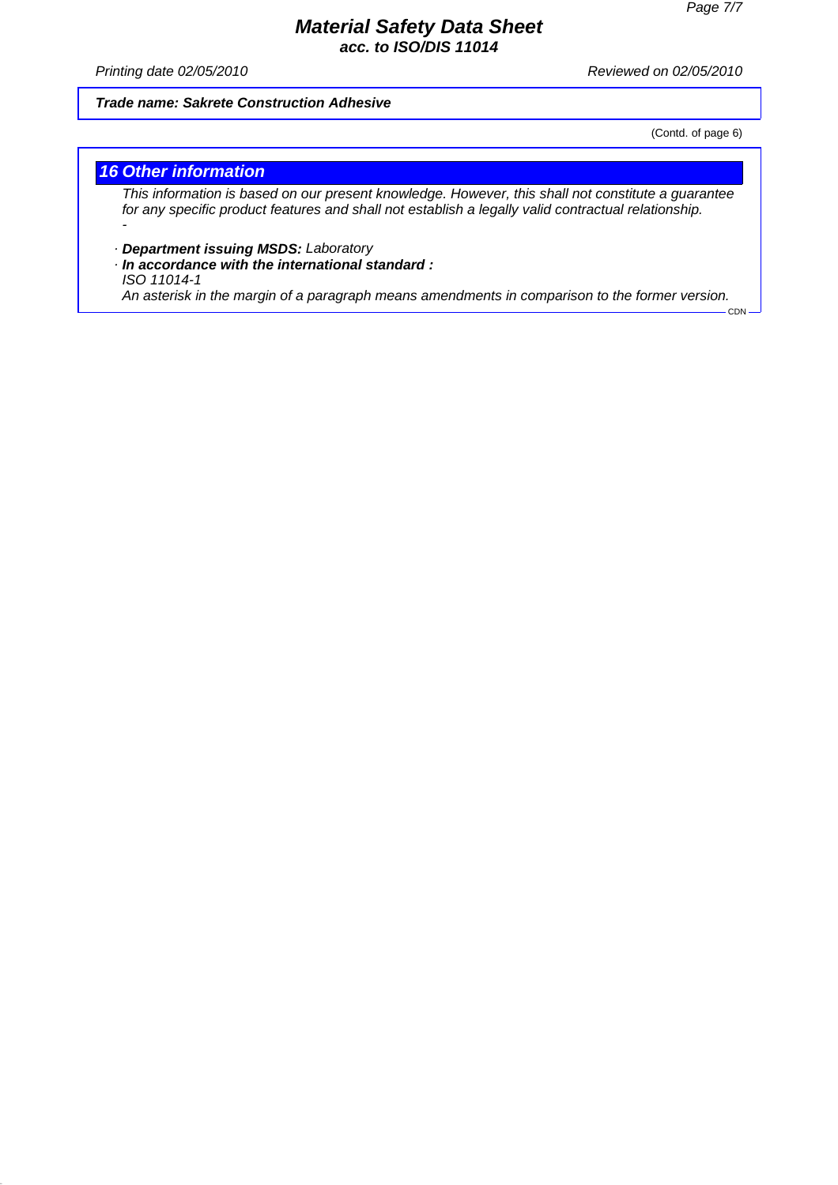*Trade name: Sakrete Construction Adhesive*

(Contd. of page 6)

## 16 Other information

*This information is based on our present knowledge. However, this shall not constitute a guarantee for any specific product features and shall not establish a legally valid contractual relationship.*

-

· ***Department issuing MSDS:*** *Laboratory*

· ***In accordance with the international standard :***

*ISO 11014-1*

*An asterisk in the margin of a paragraph means amendments in comparison to the former version.*

CDN